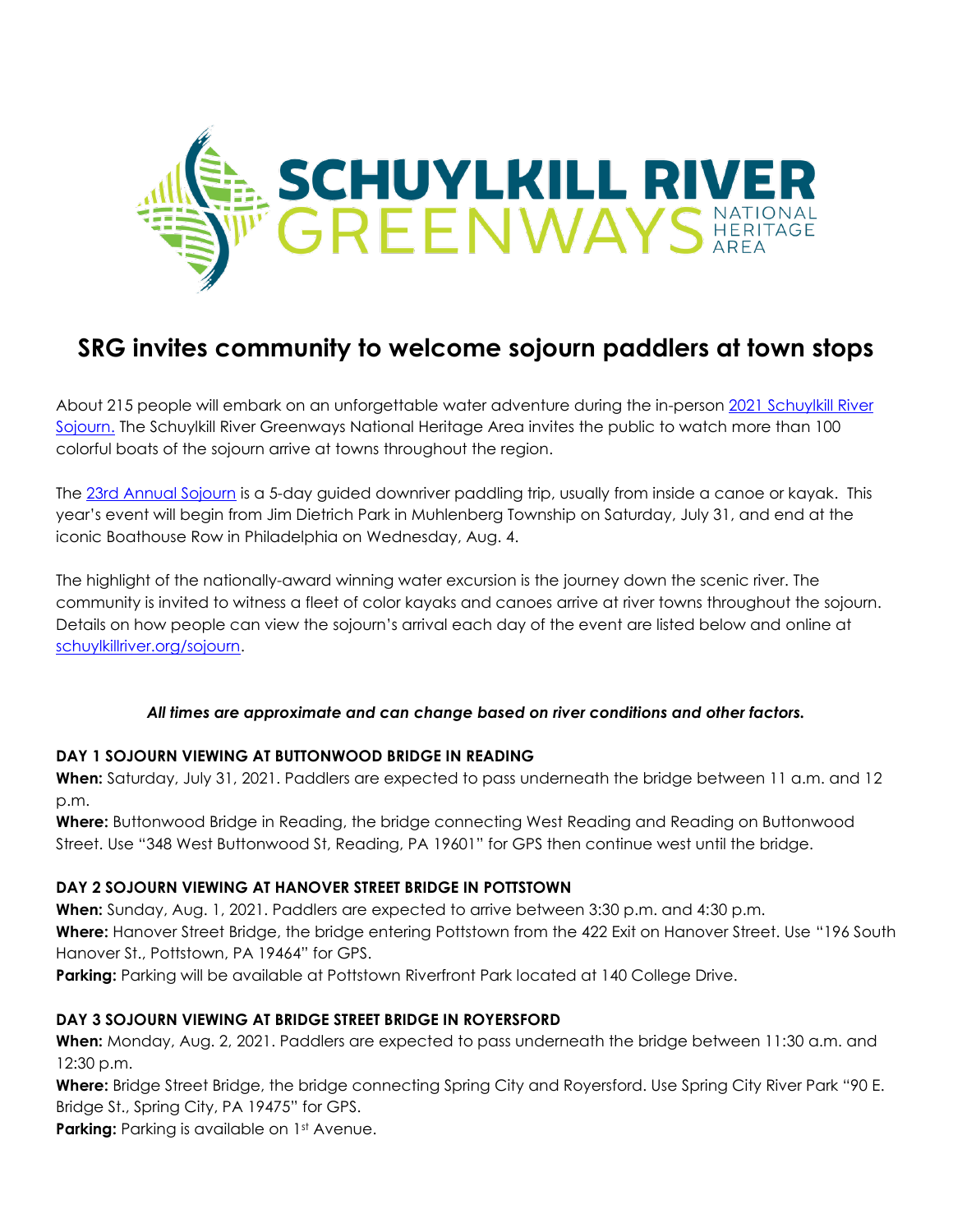# SRG invites community to welcome sojourn paddlers at town stops

About 215 people will embark on an unforgettable water adventure during the in-person [2021 Schuylkill River Sojourn.](#) The Schuylkill River Greenways National Heritage Area invites the public to watch more than 100 colorful boats of the sojourn arrive at towns throughout the region.

The [23rd Annual Sojourn](#) is a 5-day guided downriver paddling trip, usually from inside a canoe or kayak. This year's event will begin from Jim Dietrich Park in Muhlenberg Township on Saturday, July 31, and end at the iconic Boathouse Row in Philadelphia on Wednesday, Aug. 4.

The highlight of the nationally-award winning water excursion is the journey down the scenic river. The community is invited to witness a fleet of color kayaks and canoes arrive at river towns throughout the sojourn. Details on how people can view the sojourn's arrival each day of the event are listed below and online at [schuylkillriver.org/sojourn](#).

***All times are approximate and can change based on river conditions and other factors.***

**DAY 1 SOJOURN VIEWING AT BUTTONWOOD BRIDGE IN READING**

**When:** Saturday, July 31, 2021. Paddlers are expected to pass underneath the bridge between 11 a.m. and 12 p.m.

**Where:** Buttonwood Bridge in Reading, the bridge connecting West Reading and Reading on Buttonwood Street. Use "348 West Buttonwood St, Reading, PA 19601" for GPS then continue west until the bridge.

**DAY 2 SOJOURN VIEWING AT HANOVER STREET BRIDGE IN POTTSTOWN**

**When:** Sunday, Aug. 1, 2021. Paddlers are expected to arrive between 3:30 p.m. and 4:30 p.m.

**Where:** Hanover Street Bridge, the bridge entering Pottstown from the 422 Exit on Hanover Street. Use "196 South Hanover St., Pottstown, PA 19464" for GPS.

**Parking:** Parking will be available at Pottstown Riverfront Park located at 140 College Drive.

**DAY 3 SOJOURN VIEWING AT BRIDGE STREET BRIDGE IN ROYERSFORD**

**When:** Monday, Aug. 2, 2021. Paddlers are expected to pass underneath the bridge between 11:30 a.m. and 12:30 p.m.

**Where:** Bridge Street Bridge, the bridge connecting Spring City and Royersford. Use Spring City River Park "90 E. Bridge St., Spring City, PA 19475" for GPS.

**Parking:** Parking is available on 1st Avenue.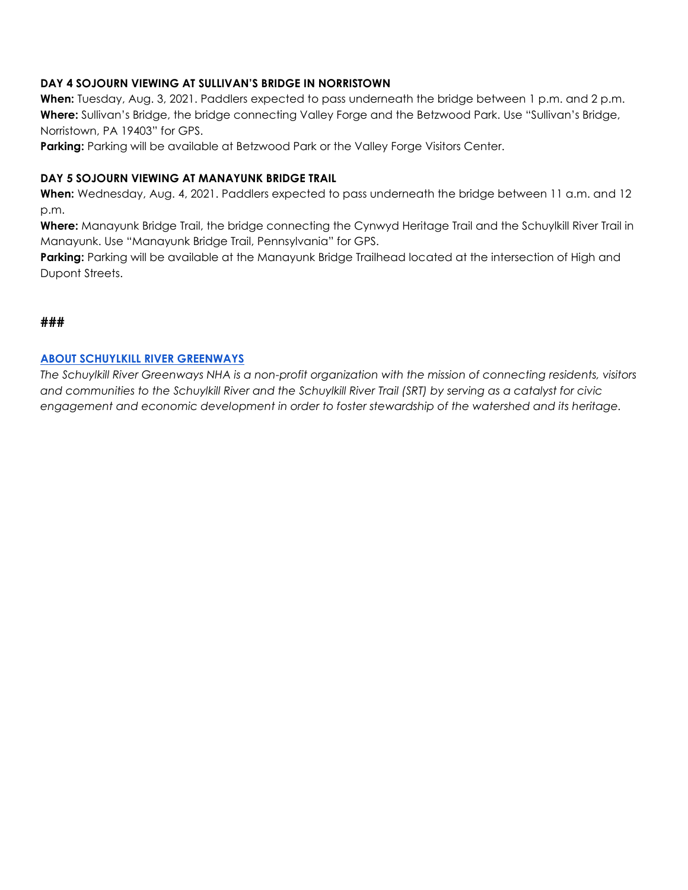**DAY 4 SOJOURN VIEWING AT SULLIVAN'S BRIDGE IN NORRISTOWN**

**When:** Tuesday, Aug. 3, 2021. Paddlers expected to pass underneath the bridge between 1 p.m. and 2 p.m.
**Where:** Sullivan's Bridge, the bridge connecting Valley Forge and the Betzwood Park. Use "Sullivan's Bridge, Norristown, PA 19403" for GPS.
**Parking:** Parking will be available at Betzwood Park or the Valley Forge Visitors Center.

**DAY 5 SOJOURN VIEWING AT MANAYUNK BRIDGE TRAIL**

**When:** Wednesday, Aug. 4, 2021. Paddlers expected to pass underneath the bridge between 11 a.m. and 12 p.m.
**Where:** Manayunk Bridge Trail, the bridge connecting the Cynwyd Heritage Trail and the Schuylkill River Trail in Manayunk. Use "Manayunk Bridge Trail, Pennsylvania" for GPS.
**Parking:** Parking will be available at the Manayunk Bridge Trailhead located at the intersection of High and Dupont Streets.

**###**

**ABOUT SCHUYLKILL RIVER GREENWAYS**

*The Schuylkill River Greenways NHA is a non-profit organization with the mission of connecting residents, visitors and communities to the Schuylkill River and the Schuylkill River Trail (SRT) by serving as a catalyst for civic engagement and economic development in order to foster stewardship of the watershed and its heritage.*